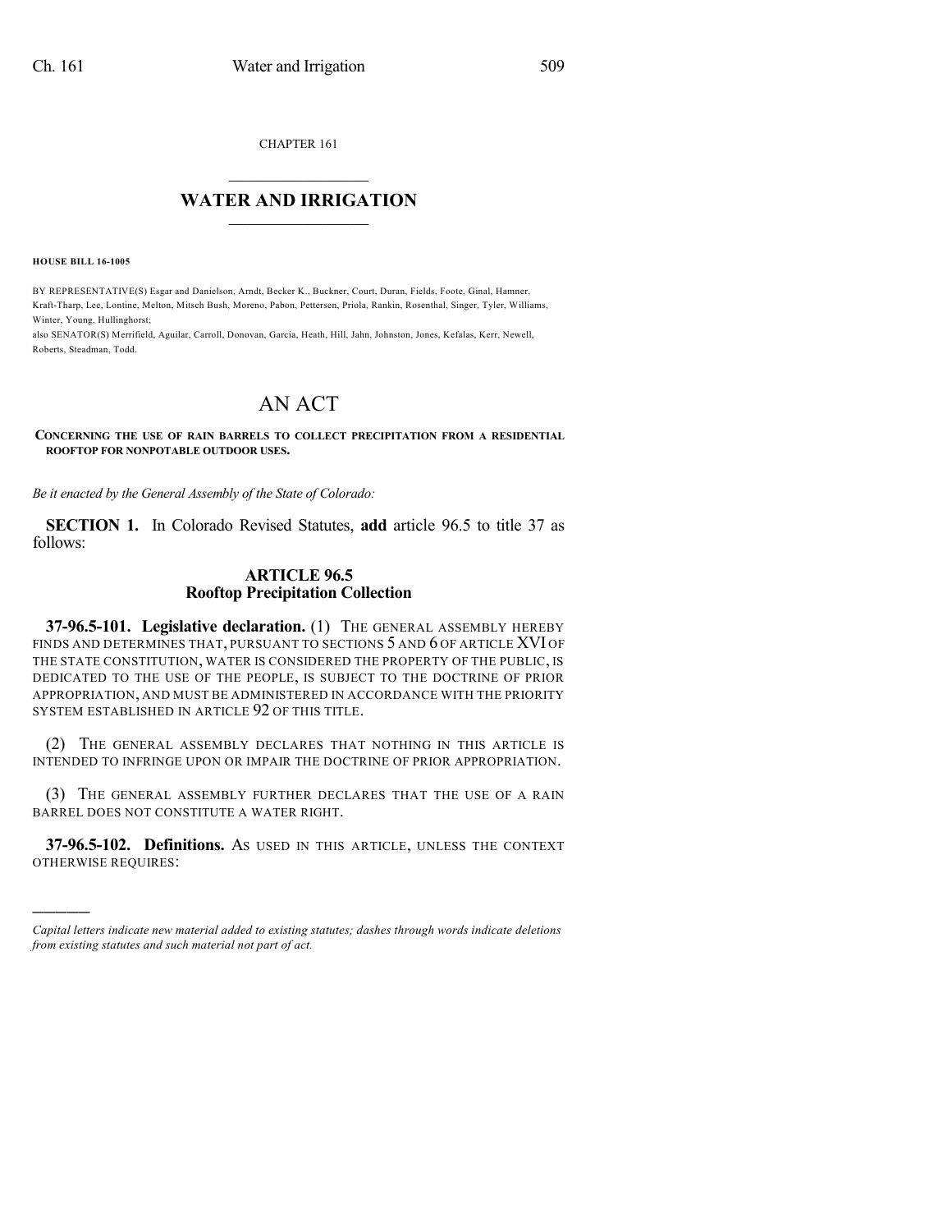CHAPTER 161

# WATER AND IRRIGATION

**HOUSE BILL 16-1005**

BY REPRESENTATIVE(S) Esgar and Danielson, Arndt, Becker K., Buckner, Court, Duran, Fields, Foote, Ginal, Hamner, Kraft-Tharp, Lee, Lontine, Melton, Mitsch Bush, Moreno, Pabon, Pettersen, Priola, Rankin, Rosenthal, Singer, Tyler, Williams, Winter, Young, Hullinghorst;
also SENATOR(S) Merrifield, Aguilar, Carroll, Donovan, Garcia, Heath, Hill, Jahn, Johnston, Jones, Kefalas, Kerr, Newell, Roberts, Steadman, Todd.

# AN ACT

**CONCERNING THE USE OF RAIN BARRELS TO COLLECT PRECIPITATION FROM A RESIDENTIAL ROOFTOP FOR NONPOTABLE OUTDOOR USES.**

*Be it enacted by the General Assembly of the State of Colorado:*

**SECTION 1.** In Colorado Revised Statutes, **add** article 96.5 to title 37 as follows:

## ARTICLE 96.5
## Rooftop Precipitation Collection

**37-96.5-101. Legislative declaration.** (1) THE GENERAL ASSEMBLY HEREBY FINDS AND DETERMINES THAT, PURSUANT TO SECTIONS 5 AND 6 OF ARTICLE XVI OF THE STATE CONSTITUTION, WATER IS CONSIDERED THE PROPERTY OF THE PUBLIC, IS DEDICATED TO THE USE OF THE PEOPLE, IS SUBJECT TO THE DOCTRINE OF PRIOR APPROPRIATION, AND MUST BE ADMINISTERED IN ACCORDANCE WITH THE PRIORITY SYSTEM ESTABLISHED IN ARTICLE 92 OF THIS TITLE.

(2) THE GENERAL ASSEMBLY DECLARES THAT NOTHING IN THIS ARTICLE IS INTENDED TO INFRINGE UPON OR IMPAIR THE DOCTRINE OF PRIOR APPROPRIATION.

(3) THE GENERAL ASSEMBLY FURTHER DECLARES THAT THE USE OF A RAIN BARREL DOES NOT CONSTITUTE A WATER RIGHT.

**37-96.5-102. Definitions.** AS USED IN THIS ARTICLE, UNLESS THE CONTEXT OTHERWISE REQUIRES:

---

*Capital letters indicate new material added to existing statutes; dashes through words indicate deletions from existing statutes and such material not part of act.*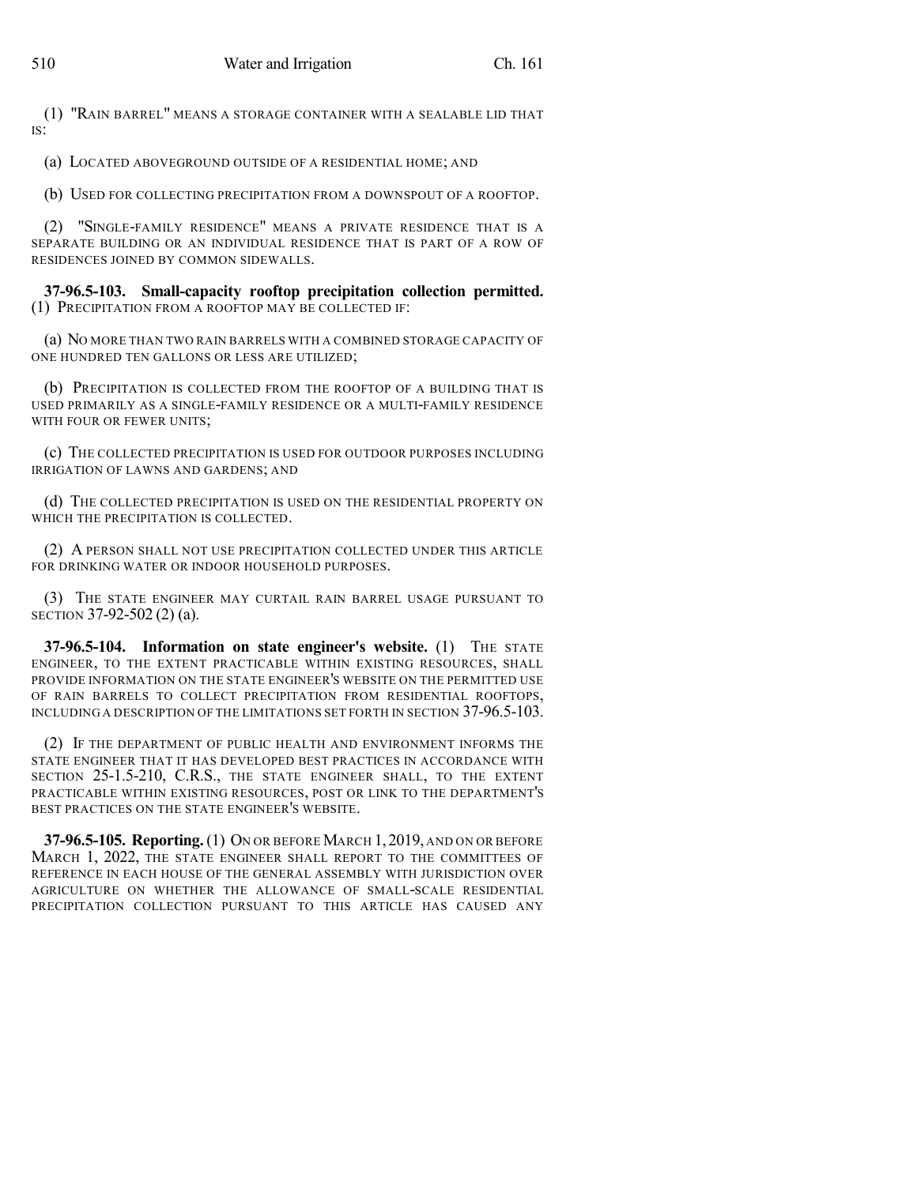(1) "RAIN BARREL" MEANS A STORAGE CONTAINER WITH A SEALABLE LID THAT IS:

(a) LOCATED ABOVEGROUND OUTSIDE OF A RESIDENTIAL HOME; AND

(b) USED FOR COLLECTING PRECIPITATION FROM A DOWNSPOUT OF A ROOFTOP.

(2) "SINGLE-FAMILY RESIDENCE" MEANS A PRIVATE RESIDENCE THAT IS A SEPARATE BUILDING OR AN INDIVIDUAL RESIDENCE THAT IS PART OF A ROW OF RESIDENCES JOINED BY COMMON SIDEWALLS.

**37-96.5-103. Small-capacity rooftop precipitation collection permitted.** (1) PRECIPITATION FROM A ROOFTOP MAY BE COLLECTED IF:

(a) NO MORE THAN TWO RAIN BARRELS WITH A COMBINED STORAGE CAPACITY OF ONE HUNDRED TEN GALLONS OR LESS ARE UTILIZED;

(b) PRECIPITATION IS COLLECTED FROM THE ROOFTOP OF A BUILDING THAT IS USED PRIMARILY AS A SINGLE-FAMILY RESIDENCE OR A MULTI-FAMILY RESIDENCE WITH FOUR OR FEWER UNITS;

(c) THE COLLECTED PRECIPITATION IS USED FOR OUTDOOR PURPOSES INCLUDING IRRIGATION OF LAWNS AND GARDENS; AND

(d) THE COLLECTED PRECIPITATION IS USED ON THE RESIDENTIAL PROPERTY ON WHICH THE PRECIPITATION IS COLLECTED.

(2) A PERSON SHALL NOT USE PRECIPITATION COLLECTED UNDER THIS ARTICLE FOR DRINKING WATER OR INDOOR HOUSEHOLD PURPOSES.

(3) THE STATE ENGINEER MAY CURTAIL RAIN BARREL USAGE PURSUANT TO SECTION 37-92-502 (2) (a).

**37-96.5-104. Information on state engineer's website.** (1) THE STATE ENGINEER, TO THE EXTENT PRACTICABLE WITHIN EXISTING RESOURCES, SHALL PROVIDE INFORMATION ON THE STATE ENGINEER'S WEBSITE ON THE PERMITTED USE OF RAIN BARRELS TO COLLECT PRECIPITATION FROM RESIDENTIAL ROOFTOPS, INCLUDING A DESCRIPTION OF THE LIMITATIONS SET FORTH IN SECTION 37-96.5-103.

(2) IF THE DEPARTMENT OF PUBLIC HEALTH AND ENVIRONMENT INFORMS THE STATE ENGINEER THAT IT HAS DEVELOPED BEST PRACTICES IN ACCORDANCE WITH SECTION 25-1.5-210, C.R.S., THE STATE ENGINEER SHALL, TO THE EXTENT PRACTICABLE WITHIN EXISTING RESOURCES, POST OR LINK TO THE DEPARTMENT'S BEST PRACTICES ON THE STATE ENGINEER'S WEBSITE.

**37-96.5-105. Reporting.** (1) ON OR BEFORE MARCH 1, 2019, AND ON OR BEFORE MARCH 1, 2022, THE STATE ENGINEER SHALL REPORT TO THE COMMITTEES OF REFERENCE IN EACH HOUSE OF THE GENERAL ASSEMBLY WITH JURISDICTION OVER AGRICULTURE ON WHETHER THE ALLOWANCE OF SMALL-SCALE RESIDENTIAL PRECIPITATION COLLECTION PURSUANT TO THIS ARTICLE HAS CAUSED ANY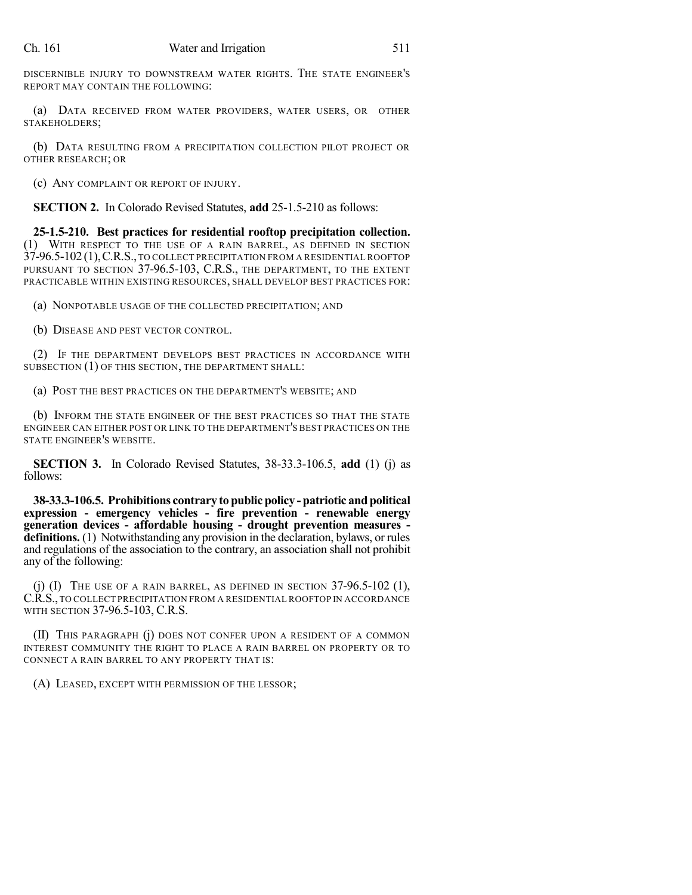DISCERNIBLE INJURY TO DOWNSTREAM WATER RIGHTS. THE STATE ENGINEER'S REPORT MAY CONTAIN THE FOLLOWING:

(a) DATA RECEIVED FROM WATER PROVIDERS, WATER USERS, OR OTHER STAKEHOLDERS;

(b) DATA RESULTING FROM A PRECIPITATION COLLECTION PILOT PROJECT OR OTHER RESEARCH; OR

(c) ANY COMPLAINT OR REPORT OF INJURY.

**SECTION 2.** In Colorado Revised Statutes, **add** 25-1.5-210 as follows:

**25-1.5-210. Best practices for residential rooftop precipitation collection.** (1) WITH RESPECT TO THE USE OF A RAIN BARREL, AS DEFINED IN SECTION 37-96.5-102 (1), C.R.S., TO COLLECT PRECIPITATION FROM A RESIDENTIAL ROOFTOP PURSUANT TO SECTION 37-96.5-103, C.R.S., THE DEPARTMENT, TO THE EXTENT PRACTICABLE WITHIN EXISTING RESOURCES, SHALL DEVELOP BEST PRACTICES FOR:

(a) NONPOTABLE USAGE OF THE COLLECTED PRECIPITATION; AND

(b) DISEASE AND PEST VECTOR CONTROL.

(2) IF THE DEPARTMENT DEVELOPS BEST PRACTICES IN ACCORDANCE WITH SUBSECTION (1) OF THIS SECTION, THE DEPARTMENT SHALL:

(a) POST THE BEST PRACTICES ON THE DEPARTMENT'S WEBSITE; AND

(b) INFORM THE STATE ENGINEER OF THE BEST PRACTICES SO THAT THE STATE ENGINEER CAN EITHER POST OR LINK TO THE DEPARTMENT'S BEST PRACTICES ON THE STATE ENGINEER'S WEBSITE.

**SECTION 3.** In Colorado Revised Statutes, 38-33.3-106.5, **add** (1) (j) as follows:

**38-33.3-106.5. Prohibitions contrary to public policy - patriotic and political expression - emergency vehicles - fire prevention - renewable energy generation devices - affordable housing - drought prevention measures - definitions.** (1) Notwithstanding any provision in the declaration, bylaws, or rules and regulations of the association to the contrary, an association shall not prohibit any of the following:

(j) (I) THE USE OF A RAIN BARREL, AS DEFINED IN SECTION 37-96.5-102 (1), C.R.S., TO COLLECT PRECIPITATION FROM A RESIDENTIAL ROOFTOP IN ACCORDANCE WITH SECTION 37-96.5-103, C.R.S.

(II) THIS PARAGRAPH (j) DOES NOT CONFER UPON A RESIDENT OF A COMMON INTEREST COMMUNITY THE RIGHT TO PLACE A RAIN BARREL ON PROPERTY OR TO CONNECT A RAIN BARREL TO ANY PROPERTY THAT IS:

(A) LEASED, EXCEPT WITH PERMISSION OF THE LESSOR;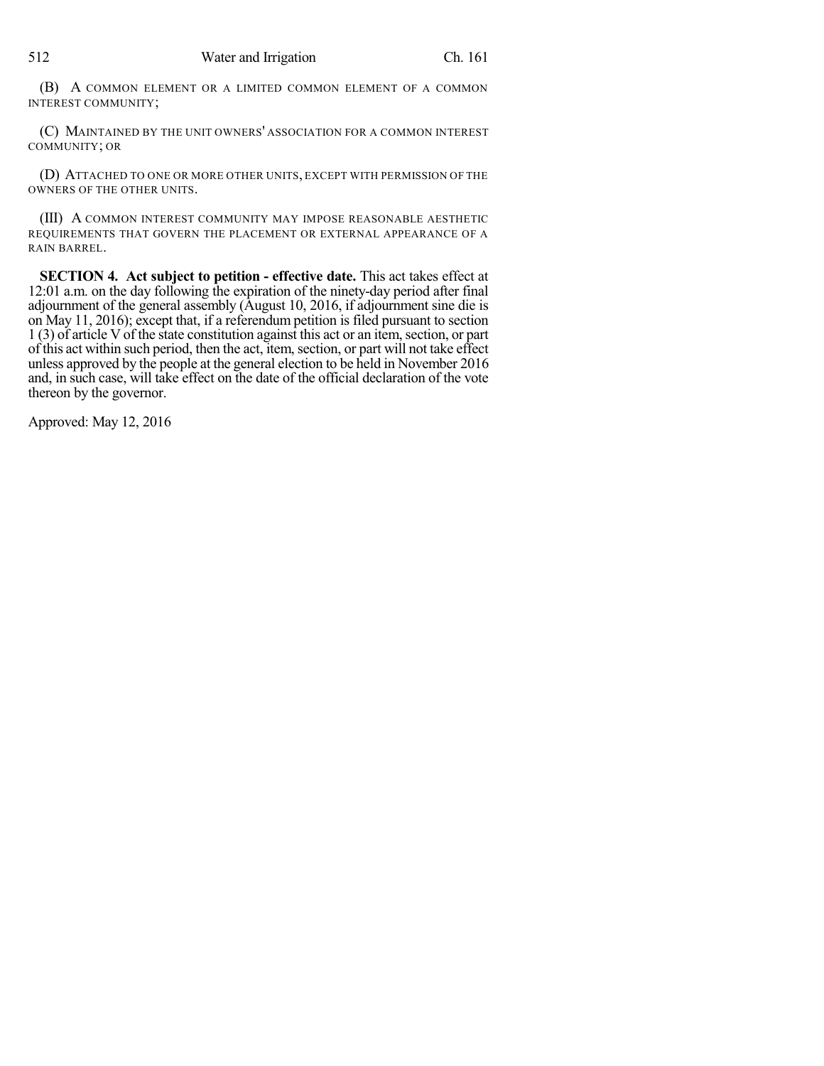(B) A COMMON ELEMENT OR A LIMITED COMMON ELEMENT OF A COMMON INTEREST COMMUNITY;

(C) MAINTAINED BY THE UNIT OWNERS' ASSOCIATION FOR A COMMON INTEREST COMMUNITY; OR

(D) ATTACHED TO ONE OR MORE OTHER UNITS, EXCEPT WITH PERMISSION OF THE OWNERS OF THE OTHER UNITS.

(III) A COMMON INTEREST COMMUNITY MAY IMPOSE REASONABLE AESTHETIC REQUIREMENTS THAT GOVERN THE PLACEMENT OR EXTERNAL APPEARANCE OF A RAIN BARREL.

**SECTION 4. Act subject to petition - effective date.** This act takes effect at 12:01 a.m. on the day following the expiration of the ninety-day period after final adjournment of the general assembly (August 10, 2016, if adjournment sine die is on May 11, 2016); except that, if a referendum petition is filed pursuant to section 1 (3) of article V of the state constitution against this act or an item, section, or part of this act within such period, then the act, item, section, or part will not take effect unless approved by the people at the general election to be held in November 2016 and, in such case, will take effect on the date of the official declaration of the vote thereon by the governor.

Approved: May 12, 2016